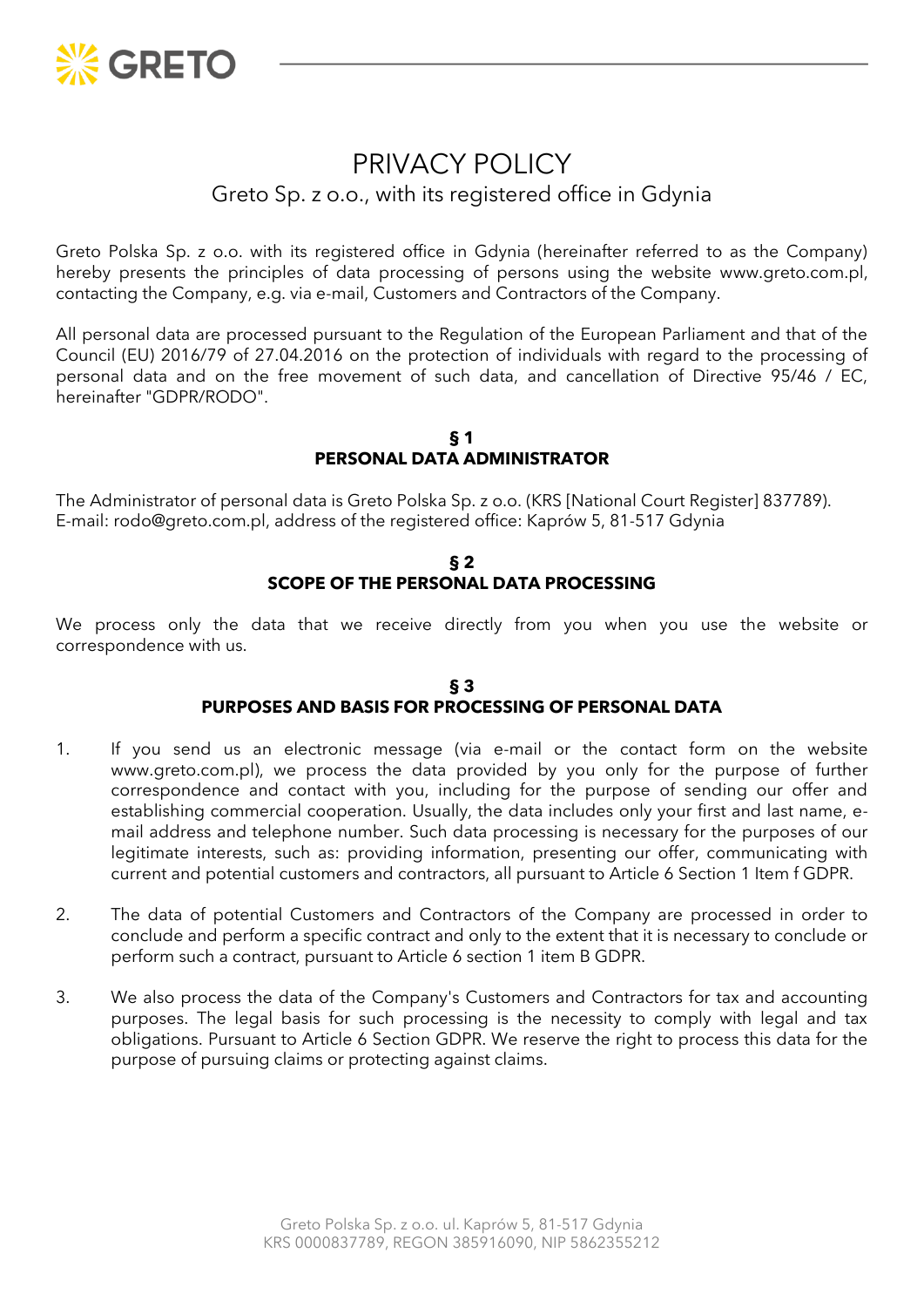# PRIVACY POLICY

## Greto Sp. z o.o., with its registered office in Gdynia

Greto Polska Sp. z o.o. with its registered office in Gdynia (hereinafter referred to as the Company) hereby presents the principles of data processing of persons using the website www.greto.com.pl, contacting the Company, e.g. via e-mail, Customers and Contractors of the Company.

All personal data are processed pursuant to the Regulation of the European Parliament and that of the Council (EU) 2016/79 of 27.04.2016 on the protection of individuals with regard to the processing of personal data and on the free movement of such data, and cancellation of Directive 95/46 / EC, hereinafter "GDPR/RODO".

### § 1
### PERSONAL DATA ADMINISTRATOR

The Administrator of personal data is Greto Polska Sp. z o.o. (KRS [National Court Register] 837789).
E-mail: rodo@greto.com.pl, address of the registered office: Kaprów 5, 81-517 Gdynia

### § 2
### SCOPE OF THE PERSONAL DATA PROCESSING

We process only the data that we receive directly from you when you use the website or correspondence with us.

### § 3
### PURPOSES AND BASIS FOR PROCESSING OF PERSONAL DATA

1. If you send us an electronic message (via e-mail or the contact form on the website www.greto.com.pl), we process the data provided by you only for the purpose of further correspondence and contact with you, including for the purpose of sending our offer and establishing commercial cooperation. Usually, the data includes only your first and last name, e-mail address and telephone number. Such data processing is necessary for the purposes of our legitimate interests, such as: providing information, presenting our offer, communicating with current and potential customers and contractors, all pursuant to Article 6 Section 1 Item f GDPR.

2. The data of potential Customers and Contractors of the Company are processed in order to conclude and perform a specific contract and only to the extent that it is necessary to conclude or perform such a contract, pursuant to Article 6 section 1 item B GDPR.

3. We also process the data of the Company's Customers and Contractors for tax and accounting purposes. The legal basis for such processing is the necessity to comply with legal and tax obligations. Pursuant to Article 6 Section GDPR. We reserve the right to process this data for the purpose of pursuing claims or protecting against claims.

Greto Polska Sp. z o.o. ul. Kaprów 5, 81-517 Gdynia
KRS 0000837789, REGON 385916090, NIP 5862355212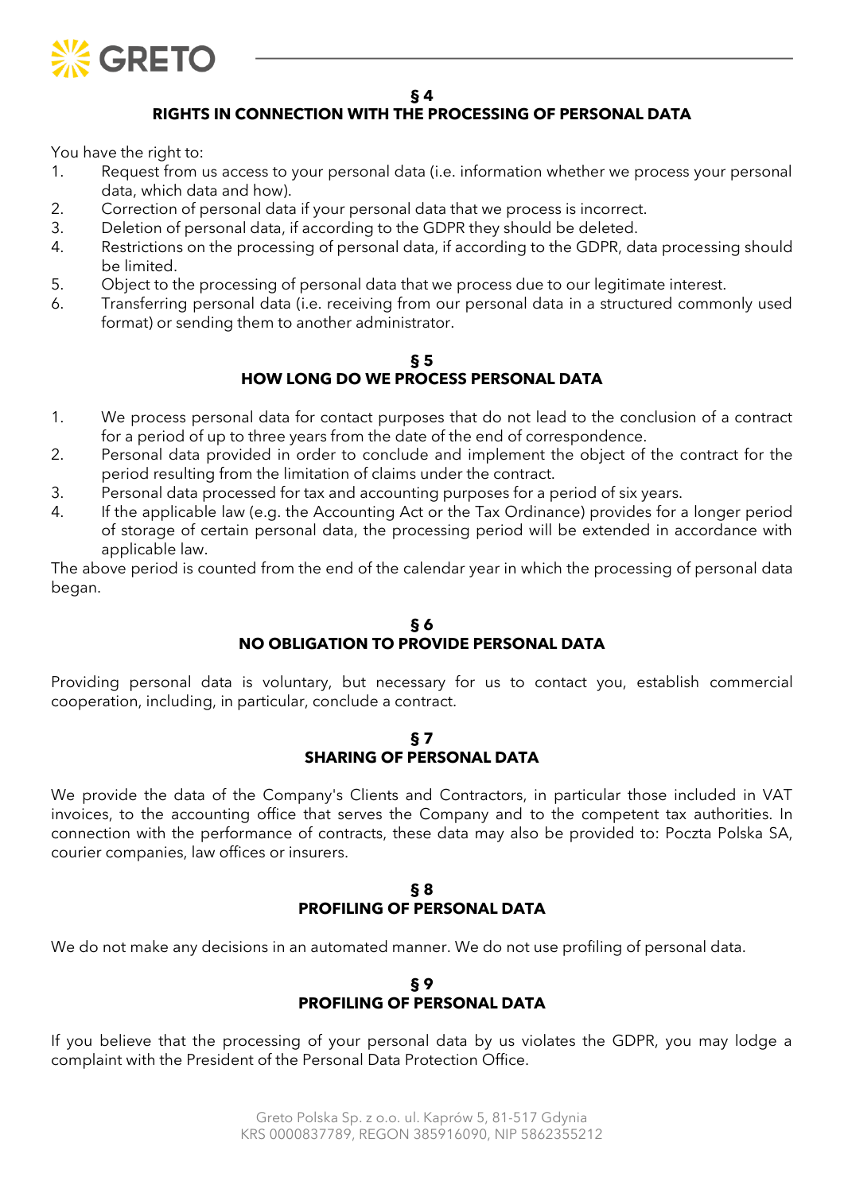## § 4
## RIGHTS IN CONNECTION WITH THE PROCESSING OF PERSONAL DATA

You have the right to:

1. Request from us access to your personal data (i.e. information whether we process your personal data, which data and how).
2. Correction of personal data if your personal data that we process is incorrect.
3. Deletion of personal data, if according to the GDPR they should be deleted.
4. Restrictions on the processing of personal data, if according to the GDPR, data processing should be limited.
5. Object to the processing of personal data that we process due to our legitimate interest.
6. Transferring personal data (i.e. receiving from our personal data in a structured commonly used format) or sending them to another administrator.

## § 5
## HOW LONG DO WE PROCESS PERSONAL DATA

1. We process personal data for contact purposes that do not lead to the conclusion of a contract for a period of up to three years from the date of the end of correspondence.
2. Personal data provided in order to conclude and implement the object of the contract for the period resulting from the limitation of claims under the contract.
3. Personal data processed for tax and accounting purposes for a period of six years.
4. If the applicable law (e.g. the Accounting Act or the Tax Ordinance) provides for a longer period of storage of certain personal data, the processing period will be extended in accordance with applicable law.

The above period is counted from the end of the calendar year in which the processing of personal data began.

## § 6
## NO OBLIGATION TO PROVIDE PERSONAL DATA

Providing personal data is voluntary, but necessary for us to contact you, establish commercial cooperation, including, in particular, conclude a contract.

## § 7
## SHARING OF PERSONAL DATA

We provide the data of the Company's Clients and Contractors, in particular those included in VAT invoices, to the accounting office that serves the Company and to the competent tax authorities. In connection with the performance of contracts, these data may also be provided to: Poczta Polska SA, courier companies, law offices or insurers.

## § 8
## PROFILING OF PERSONAL DATA

We do not make any decisions in an automated manner. We do not use profiling of personal data.

## § 9
## PROFILING OF PERSONAL DATA

If you believe that the processing of your personal data by us violates the GDPR, you may lodge a complaint with the President of the Personal Data Protection Office.

Greto Polska Sp. z o.o. ul. Kaprów 5, 81-517 Gdynia
KRS 0000837789, REGON 385916090, NIP 5862355212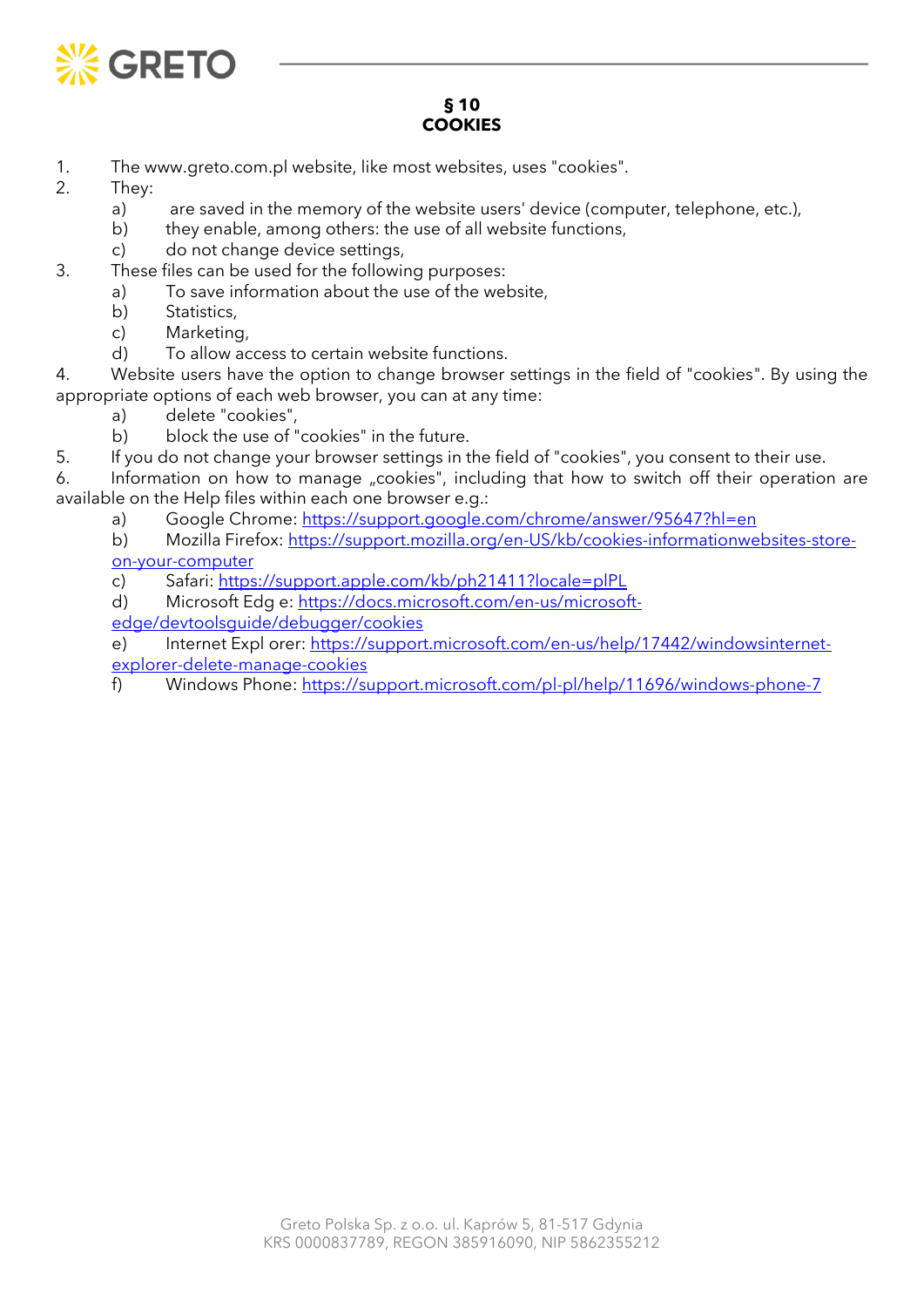## § 10
## COOKIES

1. The www.greto.com.pl website, like most websites, uses "cookies".
2. They:
   a) are saved in the memory of the website users' device (computer, telephone, etc.),
   b) they enable, among others: the use of all website functions,
   c) do not change device settings,
3. These files can be used for the following purposes:
   a) To save information about the use of the website,
   b) Statistics,
   c) Marketing,
   d) To allow access to certain website functions.
4. Website users have the option to change browser settings in the field of "cookies". By using the appropriate options of each web browser, you can at any time:
   a) delete "cookies",
   b) block the use of "cookies" in the future.
5. If you do not change your browser settings in the field of "cookies", you consent to their use.
6. Information on how to manage „cookies", including that how to switch off their operation are available on the Help files within each one browser e.g.:
   a) Google Chrome: https://support.google.com/chrome/answer/95647?hl=en
   b) Mozilla Firefox: https://support.mozilla.org/en-US/kb/cookies-informationwebsites-store-on-your-computer
   c) Safari: https://support.apple.com/kb/ph21411?locale=plPL
   d) Microsoft Edg e: https://docs.microsoft.com/en-us/microsoft-edge/devtoolsguide/debugger/cookies
   e) Internet Expl orer: https://support.microsoft.com/en-us/help/17442/windowsinternet-explorer-delete-manage-cookies
   f) Windows Phone: https://support.microsoft.com/pl-pl/help/11696/windows-phone-7